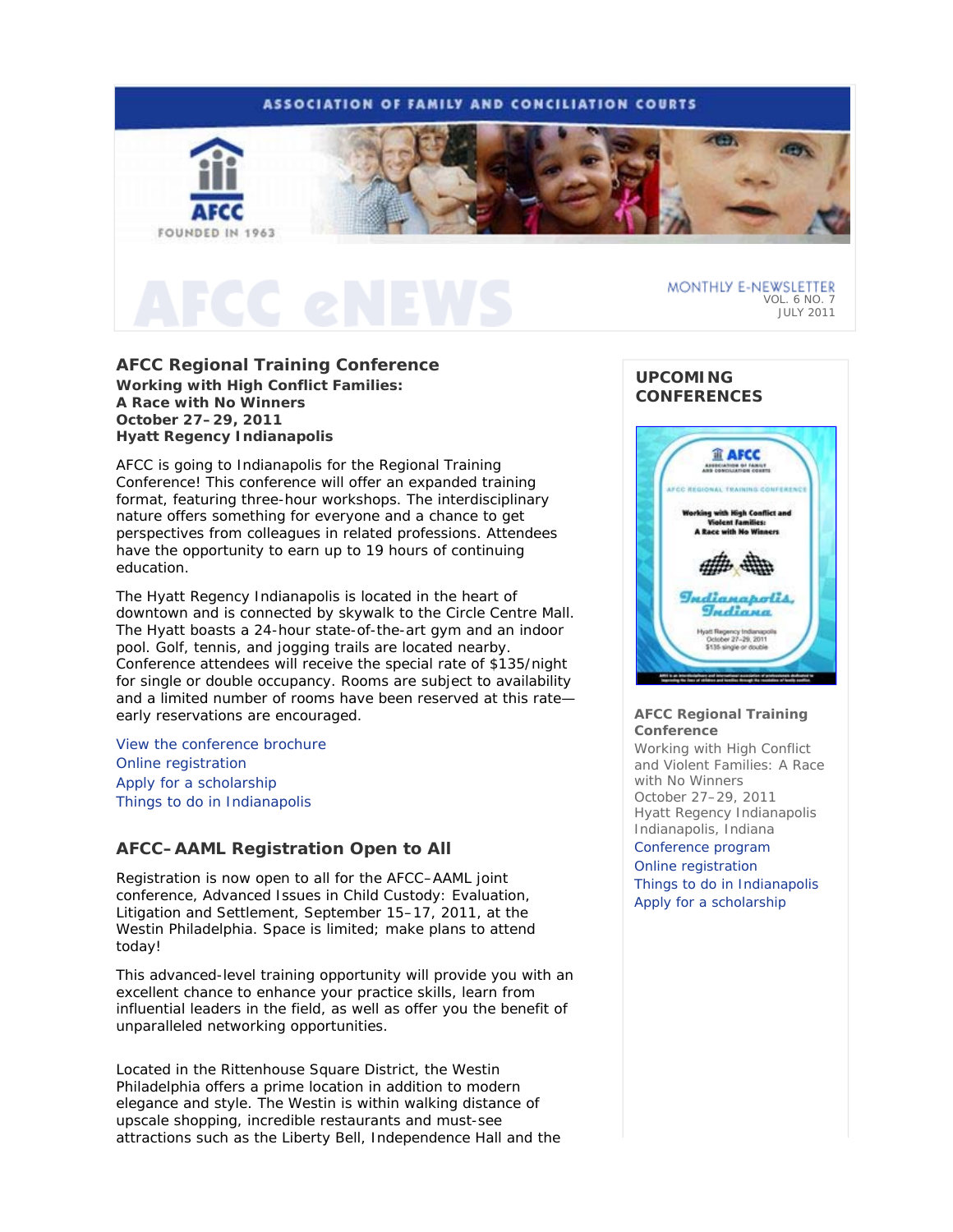ASSOCIATION OF FAMILY AND CONCILIATION COURTS

AFCC FOUNDED IN 1963

# AFCC eNEWS

MONTHLY E-NEWSLETTER
VOL. 6 NO. 7
JULY 2011

## AFCC Regional Training Conference

**Working with High Conflict Families:**
**A Race with No Winners**
**October 27–29, 2011**
**Hyatt Regency Indianapolis**

AFCC is going to Indianapolis for the Regional Training Conference! This conference will offer an expanded training format, featuring three-hour workshops. The interdisciplinary nature offers something for everyone and a chance to get perspectives from colleagues in related professions. Attendees have the opportunity to earn up to 19 hours of continuing education.

The Hyatt Regency Indianapolis is located in the heart of downtown and is connected by skywalk to the Circle Centre Mall. The Hyatt boasts a 24-hour state-of-the-art gym and an indoor pool. Golf, tennis, and jogging trails are located nearby. Conference attendees will receive the special rate of $135/night for single or double occupancy. Rooms are subject to availability and a limited number of rooms have been reserved at this rate—early reservations are encouraged.

View the conference brochure
Online registration
Apply for a scholarship
Things to do in Indianapolis

## AFCC–AAML Registration Open to All

Registration is now open to all for the AFCC–AAML joint conference, Advanced Issues in Child Custody: Evaluation, Litigation and Settlement, September 15–17, 2011, at the Westin Philadelphia. Space is limited; make plans to attend today!

This advanced-level training opportunity will provide you with an excellent chance to enhance your practice skills, learn from influential leaders in the field, as well as offer you the benefit of unparalleled networking opportunities.

Located in the Rittenhouse Square District, the Westin Philadelphia offers a prime location in addition to modern elegance and style. The Westin is within walking distance of upscale shopping, incredible restaurants and must-see attractions such as the Liberty Bell, Independence Hall and the

## UPCOMING CONFERENCES

AFCC
ASSOCIATION OF FAMILY AND CONCILIATION COURTS
AFCC REGIONAL TRAINING CONFERENCE
Working with High Conflict and Violent Families: A Race with No Winners
Indianapolis, Indiana
Hyatt Regency Indianapolis
October 27–29, 2011
$135 single or double

**AFCC Regional Training Conference**
Working with High Conflict and Violent Families: A Race with No Winners
October 27–29, 2011
Hyatt Regency Indianapolis
Indianapolis, Indiana

Conference program
Online registration
Things to do in Indianapolis
Apply for a scholarship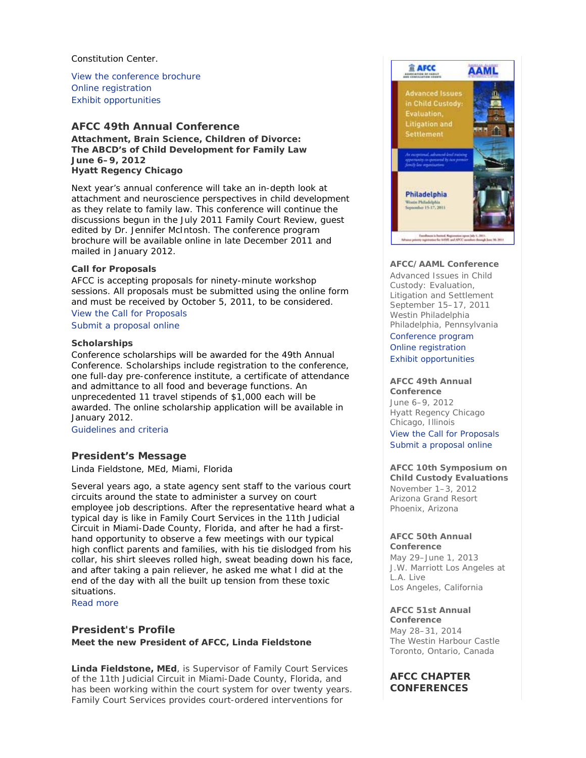Constitution Center.

View the conference brochure
Online registration
Exhibit opportunities

### AFCC 49th Annual Conference

**Attachment, Brain Science, Children of Divorce:**
**The ABCD's of Child Development for Family Law**
**June 6–9, 2012**
**Hyatt Regency Chicago**

Next year's annual conference will take an in-depth look at attachment and neuroscience perspectives in child development as they relate to family law. This conference will continue the discussions begun in the July 2011 Family Court Review, guest edited by Dr. Jennifer McIntosh. The conference program brochure will be available online in late December 2011 and mailed in January 2012.

**Call for Proposals**
AFCC is accepting proposals for ninety-minute workshop sessions. All proposals must be submitted using the online form and must be received by October 5, 2011, to be considered.
View the Call for Proposals
Submit a proposal online

**Scholarships**
Conference scholarships will be awarded for the 49th Annual Conference. Scholarships include registration to the conference, one full-day pre-conference institute, a certificate of attendance and admittance to all food and beverage functions. An unprecedented 11 travel stipends of $1,000 each will be awarded. The online scholarship application will be available in January 2012.
Guidelines and criteria

### President's Message

Linda Fieldstone, MEd, Miami, Florida

Several years ago, a state agency sent staff to the various court circuits around the state to administer a survey on court employee job descriptions. After the representative heard what a typical day is like in Family Court Services in the 11th Judicial Circuit in Miami-Dade County, Florida, and after he had a first-hand opportunity to observe a few meetings with our typical high conflict parents and families, with his tie dislodged from his collar, his shirt sleeves rolled high, sweat beading down his face, and after taking a pain reliever, he asked me what I did at the end of the day with all the built up tension from these toxic situations.
Read more

### President's Profile

**Meet the new President of AFCC, Linda Fieldstone**

**Linda Fieldstone, MEd**, is Supervisor of Family Court Services of the 11th Judicial Circuit in Miami-Dade County, Florida, and has been working within the court system for over twenty years. Family Court Services provides court-ordered interventions for

**AFCC/AAML Conference**
Advanced Issues in Child Custody: Evaluation, Litigation and Settlement
September 15–17, 2011
Westin Philadelphia
Philadelphia, Pennsylvania
Conference program
Online registration
Exhibit opportunities

**AFCC 49th Annual Conference**
June 6–9, 2012
Hyatt Regency Chicago
Chicago, Illinois
View the Call for Proposals
Submit a proposal online

**AFCC 10th Symposium on Child Custody Evaluations**
November 1–3, 2012
Arizona Grand Resort
Phoenix, Arizona

**AFCC 50th Annual Conference**
May 29–June 1, 2013
J.W. Marriott Los Angeles at L.A. Live
Los Angeles, California

**AFCC 51st Annual Conference**
May 28–31, 2014
The Westin Harbour Castle
Toronto, Ontario, Canada

### AFCC CHAPTER CONFERENCES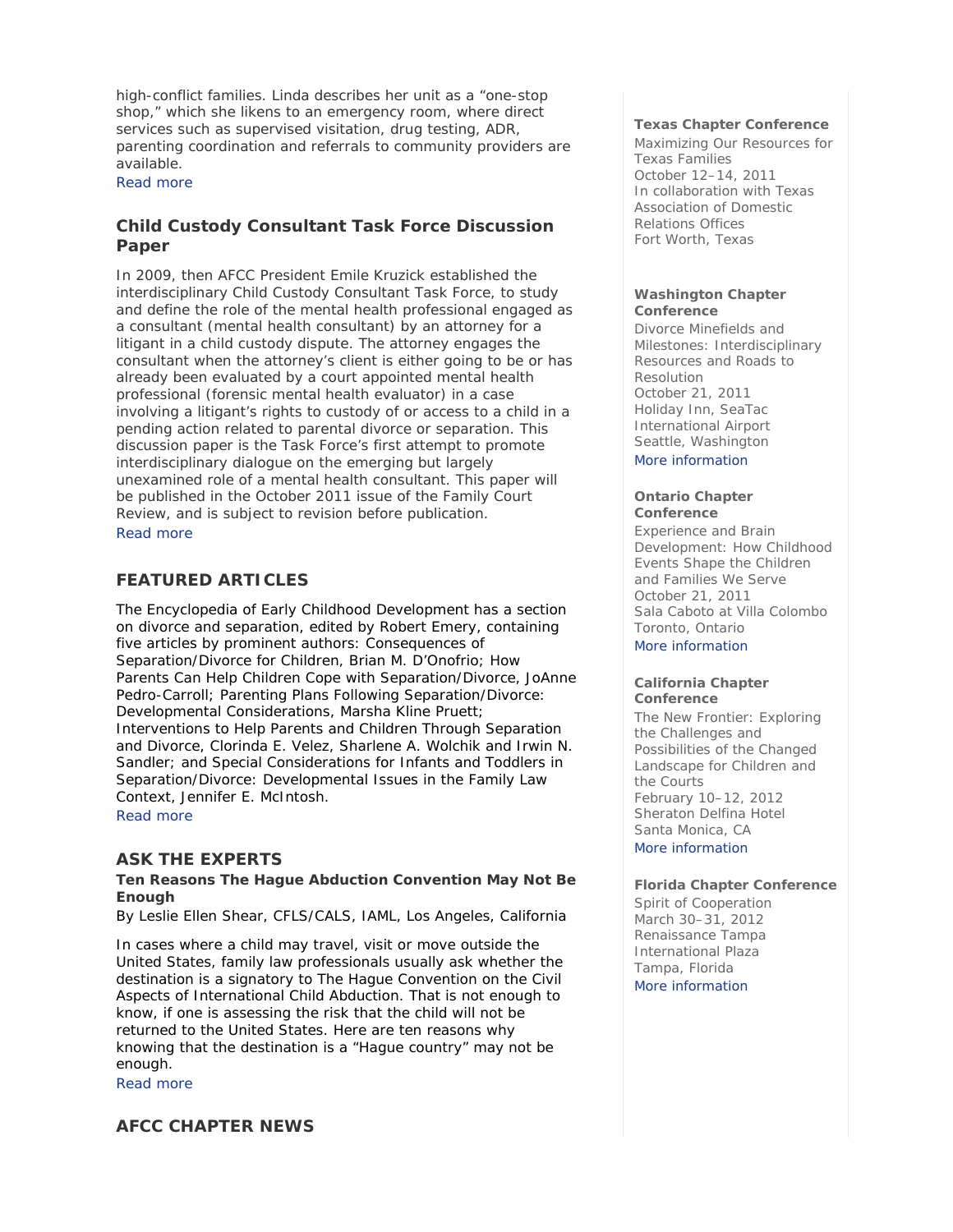high-conflict families. Linda describes her unit as a "one-stop shop," which she likens to an emergency room, where direct services such as supervised visitation, drug testing, ADR, parenting coordination and referrals to community providers are available.

Read more

### Child Custody Consultant Task Force Discussion Paper

In 2009, then AFCC President Emile Kruzick established the interdisciplinary Child Custody Consultant Task Force, to study and define the role of the mental health professional engaged as a consultant (mental health consultant) by an attorney for a litigant in a child custody dispute. The attorney engages the consultant when the attorney's client is either going to be or has already been evaluated by a court appointed mental health professional (forensic mental health evaluator) in a case involving a litigant's rights to custody of or access to a child in a pending action related to parental divorce or separation. This discussion paper is the Task Force's first attempt to promote interdisciplinary dialogue on the emerging but largely unexamined role of a mental health consultant. This paper will be published in the October 2011 issue of the Family Court Review, and is subject to revision before publication.

Read more

## FEATURED ARTICLES

The Encyclopedia of Early Childhood Development has a section on divorce and separation, edited by Robert Emery, containing five articles by prominent authors: Consequences of Separation/Divorce for Children, Brian M. D'Onofrio; How Parents Can Help Children Cope with Separation/Divorce, JoAnne Pedro-Carroll; Parenting Plans Following Separation/Divorce: Developmental Considerations, Marsha Kline Pruett; Interventions to Help Parents and Children Through Separation and Divorce, Clorinda E. Velez, Sharlene A. Wolchik and Irwin N. Sandler; and Special Considerations for Infants and Toddlers in Separation/Divorce: Developmental Issues in the Family Law Context, Jennifer E. McIntosh.

Read more

## ASK THE EXPERTS

**Ten Reasons The Hague Abduction Convention May Not Be Enough**

By Leslie Ellen Shear, CFLS/CALS, IAML, Los Angeles, California

In cases where a child may travel, visit or move outside the United States, family law professionals usually ask whether the destination is a signatory to The Hague Convention on the Civil Aspects of International Child Abduction. That is not enough to know, if one is assessing the risk that the child will not be returned to the United States. Here are ten reasons why knowing that the destination is a "Hague country" may not be enough.

Read more

## AFCC CHAPTER NEWS

**Texas Chapter Conference**

Maximizing Our Resources for Texas Families
October 12–14, 2011
In collaboration with Texas Association of Domestic Relations Offices
Fort Worth, Texas

**Washington Chapter Conference**

Divorce Minefields and Milestones: Interdisciplinary Resources and Roads to Resolution
October 21, 2011
Holiday Inn, SeaTac International Airport
Seattle, Washington
More information

**Ontario Chapter Conference**

Experience and Brain Development: How Childhood Events Shape the Children and Families We Serve
October 21, 2011
Sala Caboto at Villa Colombo
Toronto, Ontario
More information

**California Chapter Conference**

The New Frontier: Exploring the Challenges and Possibilities of the Changed Landscape for Children and the Courts
February 10–12, 2012
Sheraton Delfina Hotel
Santa Monica, CA
More information

**Florida Chapter Conference**

Spirit of Cooperation
March 30–31, 2012
Renaissance Tampa International Plaza
Tampa, Florida
More information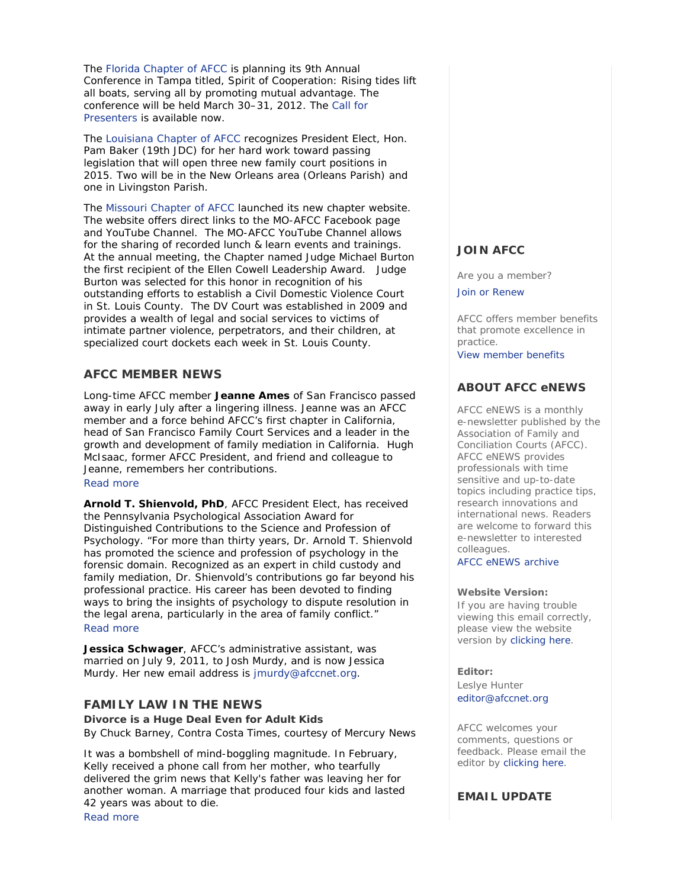The Florida Chapter of AFCC is planning its 9th Annual Conference in Tampa titled, Spirit of Cooperation: Rising tides lift all boats, serving all by promoting mutual advantage. The conference will be held March 30–31, 2012. The Call for Presenters is available now.

The Louisiana Chapter of AFCC recognizes President Elect, Hon. Pam Baker (19th JDC) for her hard work toward passing legislation that will open three new family court positions in 2015. Two will be in the New Orleans area (Orleans Parish) and one in Livingston Parish.

The Missouri Chapter of AFCC launched its new chapter website. The website offers direct links to the MO-AFCC Facebook page and YouTube Channel. The MO-AFCC YouTube Channel allows for the sharing of recorded lunch & learn events and trainings. At the annual meeting, the Chapter named Judge Michael Burton the first recipient of the Ellen Cowell Leadership Award. Judge Burton was selected for this honor in recognition of his outstanding efforts to establish a Civil Domestic Violence Court in St. Louis County. The DV Court was established in 2009 and provides a wealth of legal and social services to victims of intimate partner violence, perpetrators, and their children, at specialized court dockets each week in St. Louis County.

## AFCC MEMBER NEWS

Long-time AFCC member **Jeanne Ames** of San Francisco passed away in early July after a lingering illness. Jeanne was an AFCC member and a force behind AFCC's first chapter in California, head of San Francisco Family Court Services and a leader in the growth and development of family mediation in California. Hugh McIsaac, former AFCC President, and friend and colleague to Jeanne, remembers her contributions.
Read more

**Arnold T. Shienvold, PhD**, AFCC President Elect, has received the Pennsylvania Psychological Association Award for Distinguished Contributions to the Science and Profession of Psychology. "For more than thirty years, Dr. Arnold T. Shienvold has promoted the science and profession of psychology in the forensic domain. Recognized as an expert in child custody and family mediation, Dr. Shienvold's contributions go far beyond his professional practice. His career has been devoted to finding ways to bring the insights of psychology to dispute resolution in the legal arena, particularly in the area of family conflict."
Read more

**Jessica Schwager**, AFCC's administrative assistant, was married on July 9, 2011, to Josh Murdy, and is now Jessica Murdy. Her new email address is jmurdy@afccnet.org.

## FAMILY LAW IN THE NEWS

**Divorce is a Huge Deal Even for Adult Kids**
By Chuck Barney, Contra Costa Times, courtesy of Mercury News

It was a bombshell of mind-boggling magnitude. In February, Kelly received a phone call from her mother, who tearfully delivered the grim news that Kelly's father was leaving her for another woman. A marriage that produced four kids and lasted 42 years was about to die.
Read more

## JOIN AFCC

Are you a member?

Join or Renew

AFCC offers member benefits that promote excellence in practice.
View member benefits

## ABOUT AFCC eNEWS

AFCC eNEWS is a monthly e-newsletter published by the Association of Family and Conciliation Courts (AFCC). AFCC eNEWS provides professionals with time sensitive and up-to-date topics including practice tips, research innovations and international news. Readers are welcome to forward this e-newsletter to interested colleagues.
AFCC eNEWS archive

**Website Version:**
If you are having trouble viewing this email correctly, please view the website version by clicking here.

**Editor:**
Leslye Hunter
editor@afccnet.org

AFCC welcomes your comments, questions or feedback. Please email the editor by clicking here.

## EMAIL UPDATE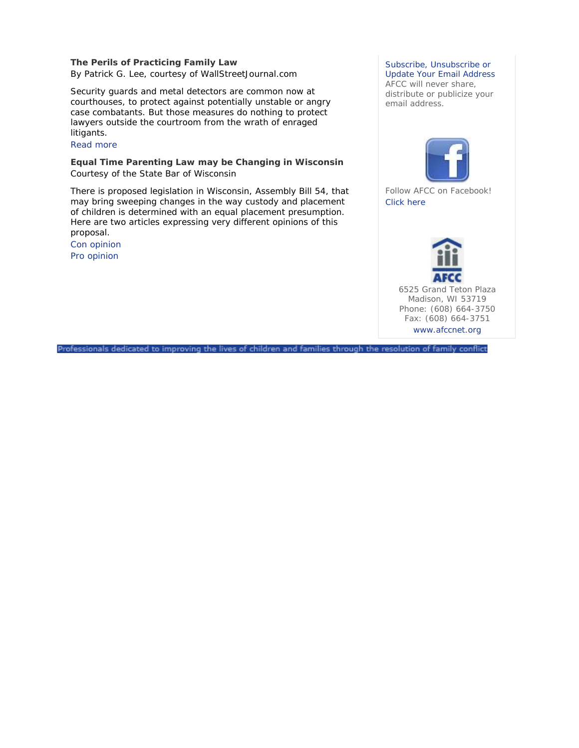**The Perils of Practicing Family Law**

By Patrick G. Lee, courtesy of WallStreetJournal.com

Security guards and metal detectors are common now at courthouses, to protect against potentially unstable or angry case combatants. But those measures do nothing to protect lawyers outside the courtroom from the wrath of enraged litigants.

Read more

**Equal Time Parenting Law may be Changing in Wisconsin**

Courtesy of the State Bar of Wisconsin

There is proposed legislation in Wisconsin, Assembly Bill 54, that may bring sweeping changes in the way custody and placement of children is determined with an equal placement presumption. Here are two articles expressing very different opinions of this proposal.

Con opinion

Pro opinion

Subscribe, Unsubscribe or Update Your Email Address

AFCC will never share, distribute or publicize your email address.

Follow AFCC on Facebook!

Click here

AFCC

6525 Grand Teton Plaza
Madison, WI 53719
Phone: (608) 664-3750
Fax: (608) 664-3751

www.afccnet.org

Professionals dedicated to improving the lives of children and families through the resolution of family conflict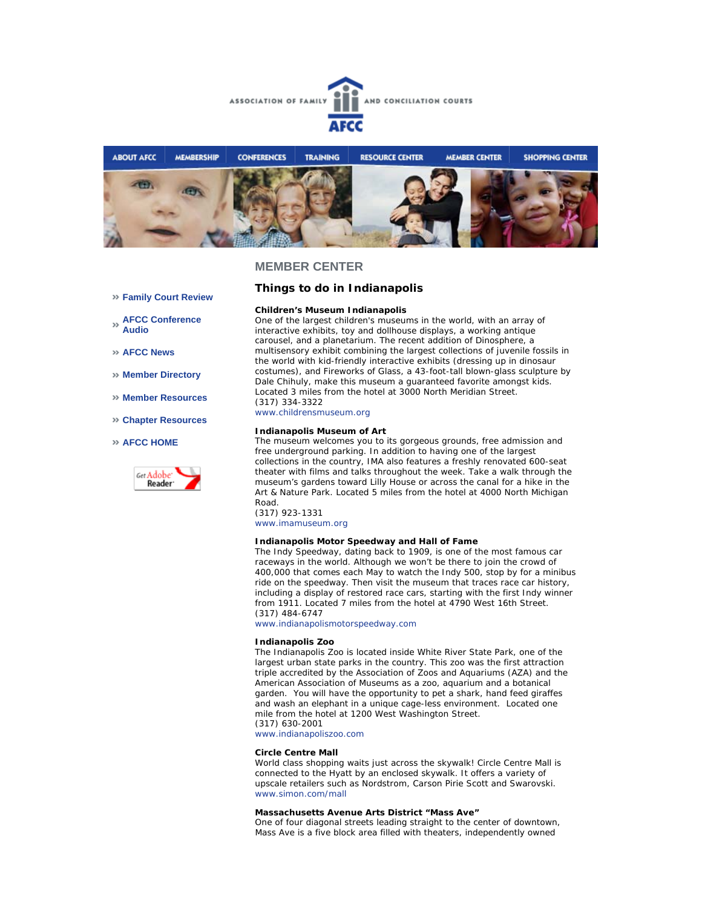ASSOCIATION OF FAMILY AND CONCILIATION COURTS

AFCC

ABOUT AFCC | MEMBERSHIP | CONFERENCES | TRAINING | RESOURCE CENTER | MEMBER CENTER | SHOPPING CENTER

- » Family Court Review
- » AFCC Conference Audio
- » AFCC News
- » Member Directory
- » Member Resources
- » Chapter Resources
- » AFCC HOME

Get Adobe Reader

## MEMBER CENTER

### Things to do in Indianapolis

**Children's Museum Indianapolis**
One of the largest children's museums in the world, with an array of interactive exhibits, toy and dollhouse displays, a working antique carousel, and a planetarium. The recent addition of Dinosphere, a multisensory exhibit combining the largest collections of juvenile fossils in the world with kid-friendly interactive exhibits (dressing up in dinosaur costumes), and Fireworks of Glass, a 43-foot-tall blown-glass sculpture by Dale Chihuly, make this museum a guaranteed favorite amongst kids. Located 3 miles from the hotel at 3000 North Meridian Street.
(317) 334-3322
www.childrensmuseum.org

**Indianapolis Museum of Art**
The museum welcomes you to its gorgeous grounds, free admission and free underground parking. In addition to having one of the largest collections in the country, IMA also features a freshly renovated 600-seat theater with films and talks throughout the week. Take a walk through the museum's gardens toward Lilly House or across the canal for a hike in the Art & Nature Park. Located 5 miles from the hotel at 4000 North Michigan Road.
(317) 923-1331
www.imamuseum.org

**Indianapolis Motor Speedway and Hall of Fame**
The Indy Speedway, dating back to 1909, is one of the most famous car raceways in the world. Although we won't be there to join the crowd of 400,000 that comes each May to watch the Indy 500, stop by for a minibus ride on the speedway. Then visit the museum that traces race car history, including a display of restored race cars, starting with the first Indy winner from 1911. Located 7 miles from the hotel at 4790 West 16th Street.
(317) 484-6747
www.indianapolismotorspeedway.com

**Indianapolis Zoo**
The Indianapolis Zoo is located inside White River State Park, one of the largest urban state parks in the country. This zoo was the first attraction triple accredited by the Association of Zoos and Aquariums (AZA) and the American Association of Museums as a zoo, aquarium and a botanical garden. You will have the opportunity to pet a shark, hand feed giraffes and wash an elephant in a unique cage-less environment. Located one mile from the hotel at 1200 West Washington Street.
(317) 630-2001
www.indianapoliszoo.com

**Circle Centre Mall**
World class shopping waits just across the skywalk! Circle Centre Mall is connected to the Hyatt by an enclosed skywalk. It offers a variety of upscale retailers such as Nordstrom, Carson Pirie Scott and Swarovski.
www.simon.com/mall

**Massachusetts Avenue Arts District "Mass Ave"**
One of four diagonal streets leading straight to the center of downtown, Mass Ave is a five block area filled with theaters, independently owned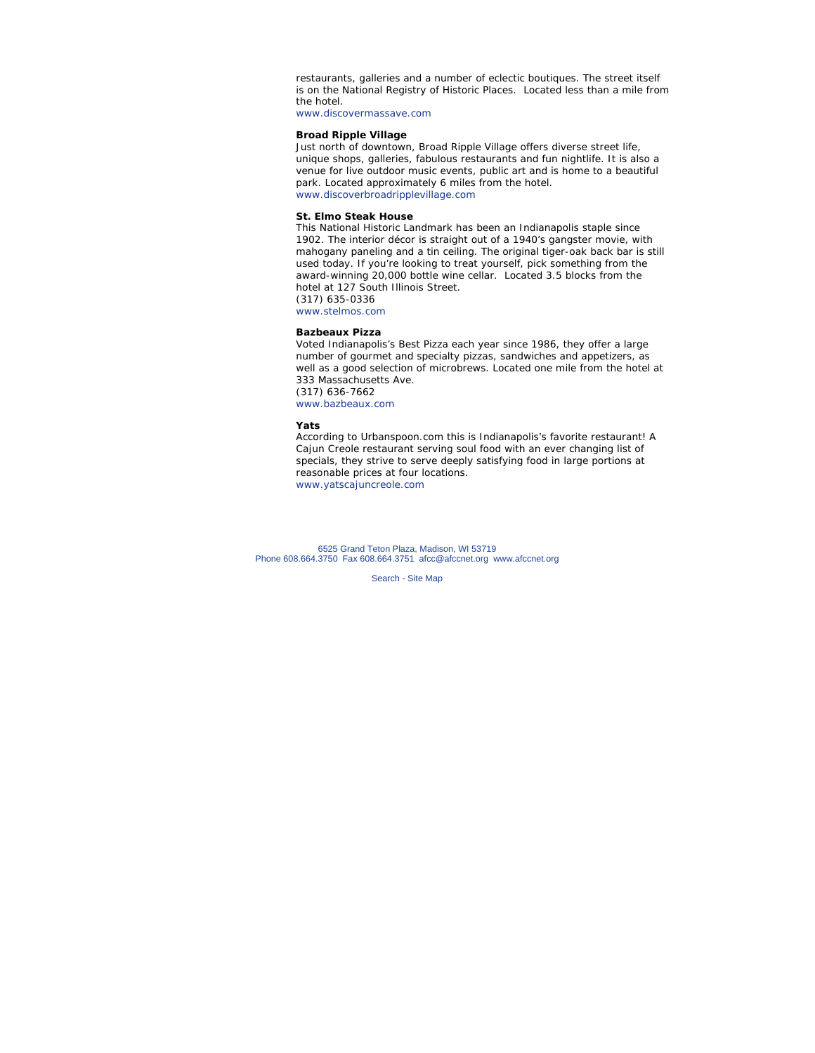restaurants, galleries and a number of eclectic boutiques. The street itself is on the National Registry of Historic Places. Located less than a mile from the hotel.
www.discovermassave.com

**Broad Ripple Village**
Just north of downtown, Broad Ripple Village offers diverse street life, unique shops, galleries, fabulous restaurants and fun nightlife. It is also a venue for live outdoor music events, public art and is home to a beautiful park. Located approximately 6 miles from the hotel.
www.discoverbroadripplevillage.com

**St. Elmo Steak House**
This National Historic Landmark has been an Indianapolis staple since 1902. The interior décor is straight out of a 1940's gangster movie, with mahogany paneling and a tin ceiling. The original tiger-oak back bar is still used today. If you're looking to treat yourself, pick something from the award-winning 20,000 bottle wine cellar. Located 3.5 blocks from the hotel at 127 South Illinois Street.
(317) 635-0336
www.stelmos.com

**Bazbeaux Pizza**
Voted Indianapolis's Best Pizza each year since 1986, they offer a large number of gourmet and specialty pizzas, sandwiches and appetizers, as well as a good selection of microbrews. Located one mile from the hotel at 333 Massachusetts Ave.
(317) 636-7662
www.bazbeaux.com

**Yats**
According to Urbanspoon.com this is Indianapolis's favorite restaurant! A Cajun Creole restaurant serving soul food with an ever changing list of specials, they strive to serve deeply satisfying food in large portions at reasonable prices at four locations.
www.yatscajuncreole.com

6525 Grand Teton Plaza, Madison, WI 53719
Phone 608.664.3750 Fax 608.664.3751 afcc@afccnet.org www.afccnet.org

Search - Site Map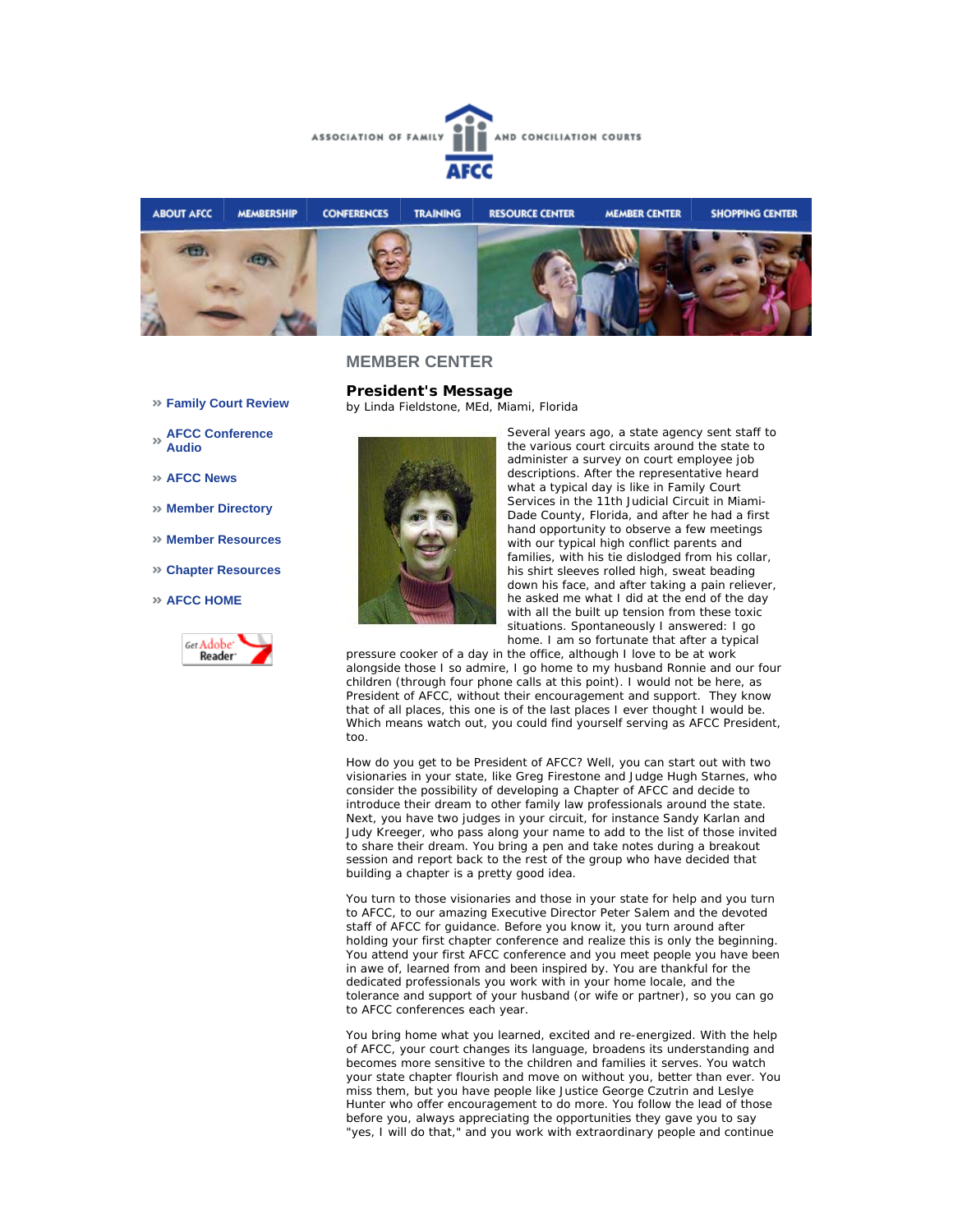ASSOCIATION OF FAMILY AND CONCILIATION COURTS

AFCC

ABOUT AFCC | MEMBERSHIP | CONFERENCES | TRAINING | RESOURCE CENTER | MEMBER CENTER | SHOPPING CENTER

## MEMBER CENTER

- » Family Court Review
- » AFCC Conference Audio
- » AFCC News
- » Member Directory
- » Member Resources
- » Chapter Resources
- » AFCC HOME

Get Adobe Reader

### President's Message

by Linda Fieldstone, MEd, Miami, Florida

Several years ago, a state agency sent staff to the various court circuits around the state to administer a survey on court employee job descriptions. After the representative heard what a typical day is like in Family Court Services in the 11th Judicial Circuit in Miami-Dade County, Florida, and after he had a first hand opportunity to observe a few meetings with our typical high conflict parents and families, with his tie dislodged from his collar, his shirt sleeves rolled high, sweat beading down his face, and after taking a pain reliever, he asked me what I did at the end of the day with all the built up tension from these toxic situations. Spontaneously I answered: I go home. I am so fortunate that after a typical pressure cooker of a day in the office, although I love to be at work alongside those I so admire, I go home to my husband Ronnie and our four children (through four phone calls at this point). I would not be here, as President of AFCC, without their encouragement and support. They know that of all places, this one is of the last places I ever thought I would be. Which means watch out, you could find yourself serving as AFCC President, too.

How do you get to be President of AFCC? Well, you can start out with two visionaries in your state, like Greg Firestone and Judge Hugh Starnes, who consider the possibility of developing a Chapter of AFCC and decide to introduce their dream to other family law professionals around the state. Next, you have two judges in your circuit, for instance Sandy Karlan and Judy Kreeger, who pass along your name to add to the list of those invited to share their dream. You bring a pen and take notes during a breakout session and report back to the rest of the group who have decided that building a chapter is a pretty good idea.

You turn to those visionaries and those in your state for help and you turn to AFCC, to our amazing Executive Director Peter Salem and the devoted staff of AFCC for guidance. Before you know it, you turn around after holding your first chapter conference and realize this is only the beginning. You attend your first AFCC conference and you meet people you have been in awe of, learned from and been inspired by. You are thankful for the dedicated professionals you work with in your home locale, and the tolerance and support of your husband (or wife or partner), so you can go to AFCC conferences each year.

You bring home what you learned, excited and re-energized. With the help of AFCC, your court changes its language, broadens its understanding and becomes more sensitive to the children and families it serves. You watch your state chapter flourish and move on without you, better than ever. You miss them, but you have people like Justice George Czutrin and Leslye Hunter who offer encouragement to do more. You follow the lead of those before you, always appreciating the opportunities they gave you to say "yes, I will do that," and you work with extraordinary people and continue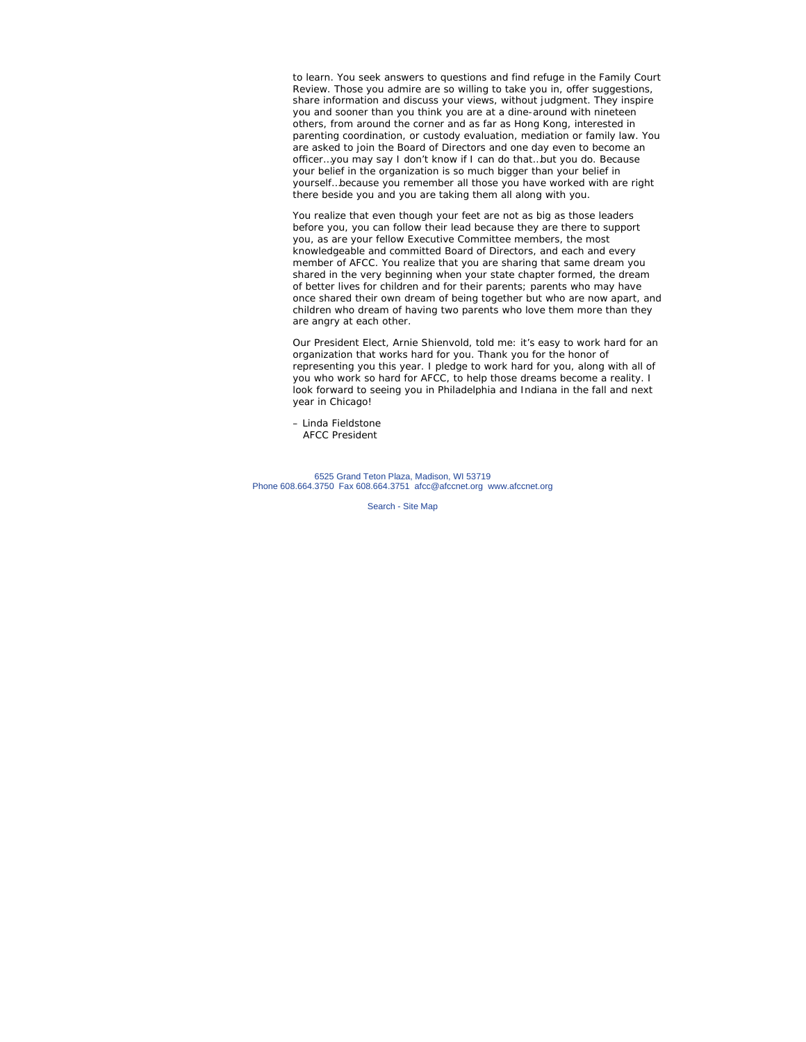to learn. You seek answers to questions and find refuge in the Family Court Review. Those you admire are so willing to take you in, offer suggestions, share information and discuss your views, without judgment. They inspire you and sooner than you think you are at a dine-around with nineteen others, from around the corner and as far as Hong Kong, interested in parenting coordination, or custody evaluation, mediation or family law. You are asked to join the Board of Directors and one day even to become an officer…you may say I don't know if I can do that…but you do. Because your belief in the organization is so much bigger than your belief in yourself…because you remember all those you have worked with are right there beside you and you are taking them all along with you.

You realize that even though your feet are not as big as those leaders before you, you can follow their lead because they are there to support you, as are your fellow Executive Committee members, the most knowledgeable and committed Board of Directors, and each and every member of AFCC. You realize that you are sharing that same dream you shared in the very beginning when your state chapter formed, the dream of better lives for children and for their parents; parents who may have once shared their own dream of being together but who are now apart, and children who dream of having two parents who love them more than they are angry at each other.

Our President Elect, Arnie Shienvold, told me: it's easy to work hard for an organization that works hard for you. Thank you for the honor of representing you this year. I pledge to work hard for you, along with all of you who work so hard for AFCC, to help those dreams become a reality. I look forward to seeing you in Philadelphia and Indiana in the fall and next year in Chicago!

– Linda Fieldstone
AFCC President

6525 Grand Teton Plaza, Madison, WI 53719
Phone 608.664.3750 Fax 608.664.3751 afcc@afccnet.org www.afccnet.org

Search - Site Map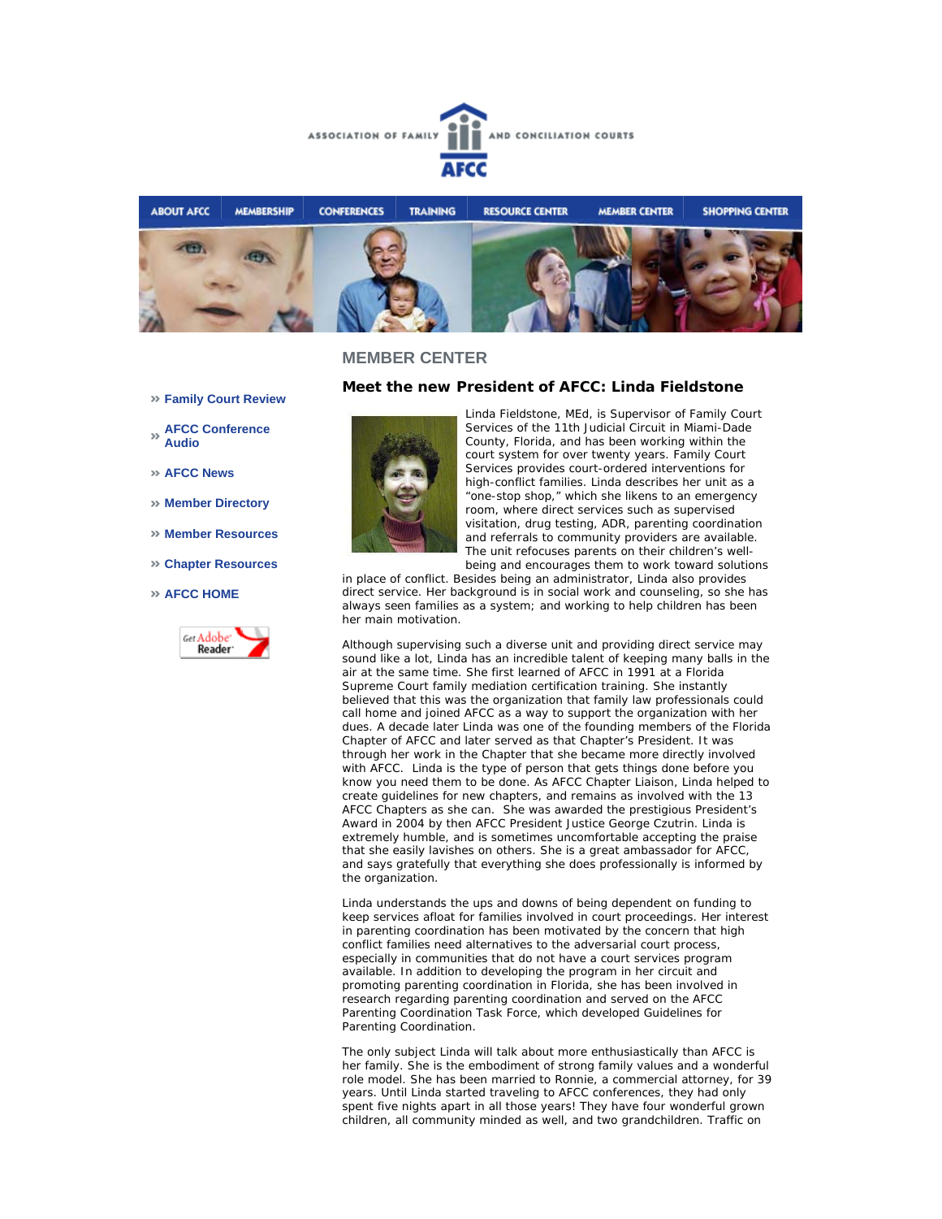ASSOCIATION OF FAMILY AND CONCILIATION COURTS

AFCC

ABOUT AFCC | MEMBERSHIP | CONFERENCES | TRAINING | RESOURCE CENTER | MEMBER CENTER | SHOPPING CENTER

## MEMBER CENTER

- » Family Court Review
- » AFCC Conference Audio
- » AFCC News
- » Member Directory
- » Member Resources
- » Chapter Resources
- » AFCC HOME

### Meet the new President of AFCC: Linda Fieldstone

Linda Fieldstone, MEd, is Supervisor of Family Court Services of the 11th Judicial Circuit in Miami-Dade County, Florida, and has been working within the court system for over twenty years. Family Court Services provides court-ordered interventions for high-conflict families. Linda describes her unit as a "one-stop shop," which she likens to an emergency room, where direct services such as supervised visitation, drug testing, ADR, parenting coordination and referrals to community providers are available. The unit refocuses parents on their children's well-being and encourages them to work toward solutions in place of conflict. Besides being an administrator, Linda also provides direct service. Her background is in social work and counseling, so she has always seen families as a system; and working to help children has been her main motivation.

Although supervising such a diverse unit and providing direct service may sound like a lot, Linda has an incredible talent of keeping many balls in the air at the same time. She first learned of AFCC in 1991 at a Florida Supreme Court family mediation certification training. She instantly believed that this was the organization that family law professionals could call home and joined AFCC as a way to support the organization with her dues. A decade later Linda was one of the founding members of the Florida Chapter of AFCC and later served as that Chapter's President. It was through her work in the Chapter that she became more directly involved with AFCC. Linda is the type of person that gets things done before you know you need them to be done. As AFCC Chapter Liaison, Linda helped to create guidelines for new chapters, and remains as involved with the 13 AFCC Chapters as she can. She was awarded the prestigious President's Award in 2004 by then AFCC President Justice George Czutrin. Linda is extremely humble, and is sometimes uncomfortable accepting the praise that she easily lavishes on others. She is a great ambassador for AFCC, and says gratefully that everything she does professionally is informed by the organization.

Linda understands the ups and downs of being dependent on funding to keep services afloat for families involved in court proceedings. Her interest in parenting coordination has been motivated by the concern that high conflict families need alternatives to the adversarial court process, especially in communities that do not have a court services program available. In addition to developing the program in her circuit and promoting parenting coordination in Florida, she has been involved in research regarding parenting coordination and served on the AFCC Parenting Coordination Task Force, which developed Guidelines for Parenting Coordination.

The only subject Linda will talk about more enthusiastically than AFCC is her family. She is the embodiment of strong family values and a wonderful role model. She has been married to Ronnie, a commercial attorney, for 39 years. Until Linda started traveling to AFCC conferences, they had only spent five nights apart in all those years! They have four wonderful grown children, all community minded as well, and two grandchildren. Traffic on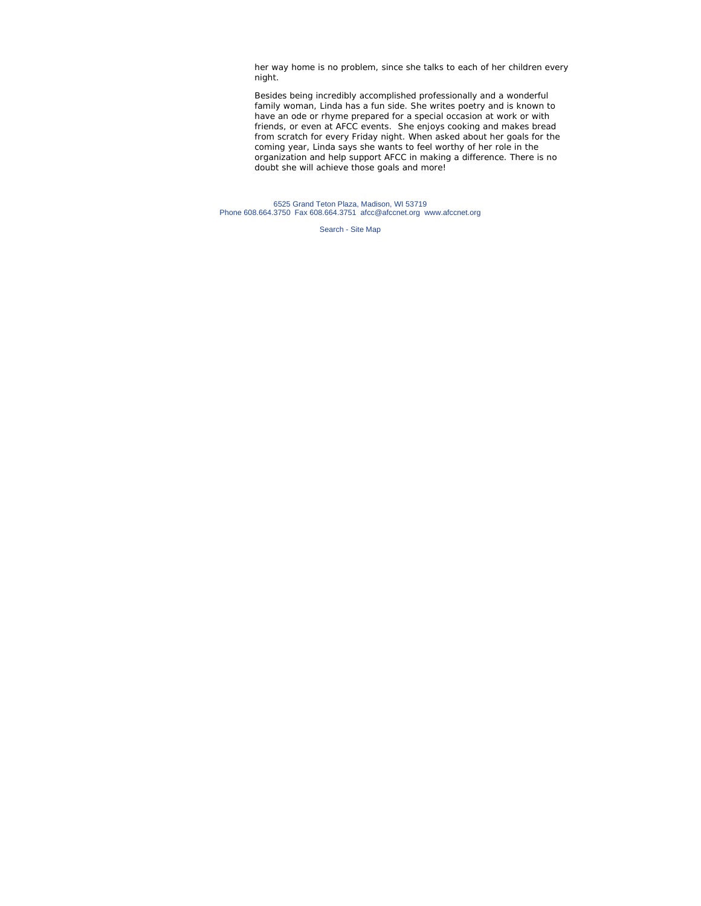her way home is no problem, since she talks to each of her children every night.

Besides being incredibly accomplished professionally and a wonderful family woman, Linda has a fun side. She writes poetry and is known to have an ode or rhyme prepared for a special occasion at work or with friends, or even at AFCC events. She enjoys cooking and makes bread from scratch for every Friday night. When asked about her goals for the coming year, Linda says she wants to feel worthy of her role in the organization and help support AFCC in making a difference. There is no doubt she will achieve those goals and more!

6525 Grand Teton Plaza, Madison, WI 53719
Phone 608.664.3750 Fax 608.664.3751 afcc@afccnet.org www.afccnet.org

Search - Site Map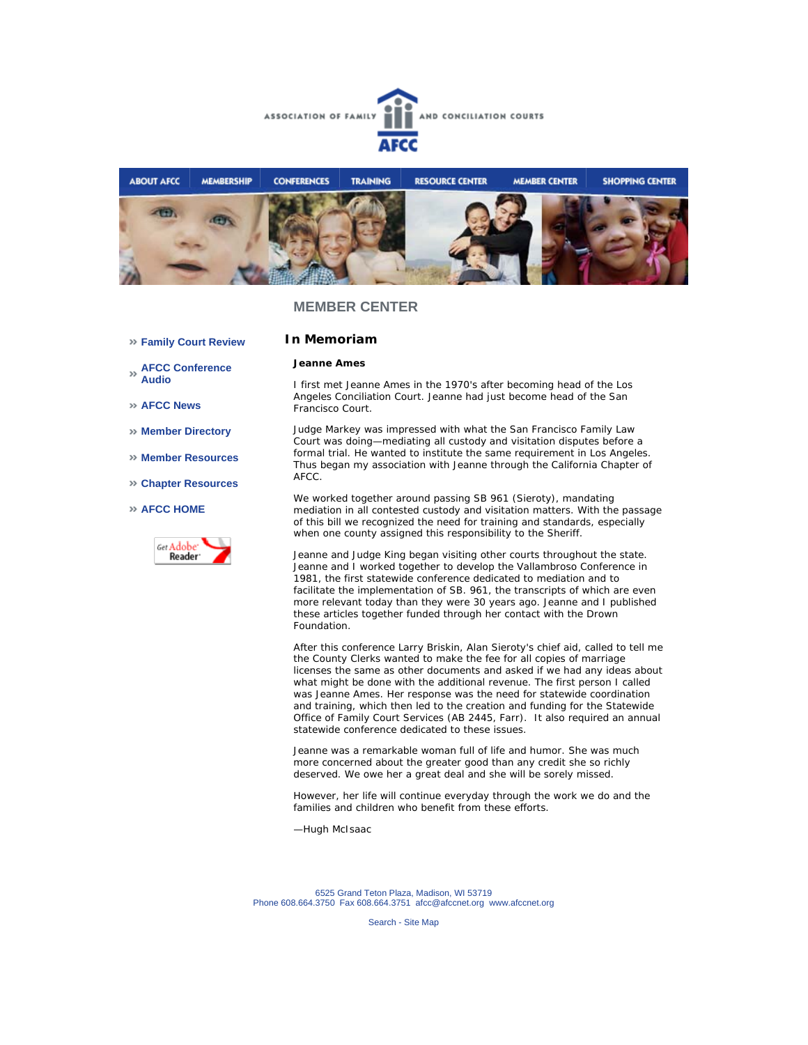ASSOCIATION OF FAMILY AND CONCILIATION COURTS

AFCC

ABOUT AFCC | MEMBERSHIP | CONFERENCES | TRAINING | RESOURCE CENTER | MEMBER CENTER | SHOPPING CENTER

## MEMBER CENTER

- Family Court Review
- AFCC Conference Audio
- AFCC News
- Member Directory
- Member Resources
- Chapter Resources
- AFCC HOME

# In Memoriam

**Jeanne Ames**

I first met Jeanne Ames in the 1970's after becoming head of the Los Angeles Conciliation Court. Jeanne had just become head of the San Francisco Court.

Judge Markey was impressed with what the San Francisco Family Law Court was doing—mediating all custody and visitation disputes before a formal trial. He wanted to institute the same requirement in Los Angeles. Thus began my association with Jeanne through the California Chapter of AFCC.

We worked together around passing SB 961 (Sieroty), mandating mediation in all contested custody and visitation matters. With the passage of this bill we recognized the need for training and standards, especially when one county assigned this responsibility to the Sheriff.

Jeanne and Judge King began visiting other courts throughout the state. Jeanne and I worked together to develop the Vallambroso Conference in 1981, the first statewide conference dedicated to mediation and to facilitate the implementation of SB. 961, the transcripts of which are even more relevant today than they were 30 years ago. Jeanne and I published these articles together funded through her contact with the Drown Foundation.

After this conference Larry Briskin, Alan Sieroty's chief aid, called to tell me the County Clerks wanted to make the fee for all copies of marriage licenses the same as other documents and asked if we had any ideas about what might be done with the additional revenue. The first person I called was Jeanne Ames. Her response was the need for statewide coordination and training, which then led to the creation and funding for the Statewide Office of Family Court Services (AB 2445, Farr). It also required an annual statewide conference dedicated to these issues.

Jeanne was a remarkable woman full of life and humor. She was much more concerned about the greater good than any credit she so richly deserved. We owe her a great deal and she will be sorely missed.

However, her life will continue everyday through the work we do and the families and children who benefit from these efforts.

—Hugh McIsaac

6525 Grand Teton Plaza, Madison, WI 53719
Phone 608.664.3750 Fax 608.664.3751 afcc@afccnet.org www.afccnet.org

Search - Site Map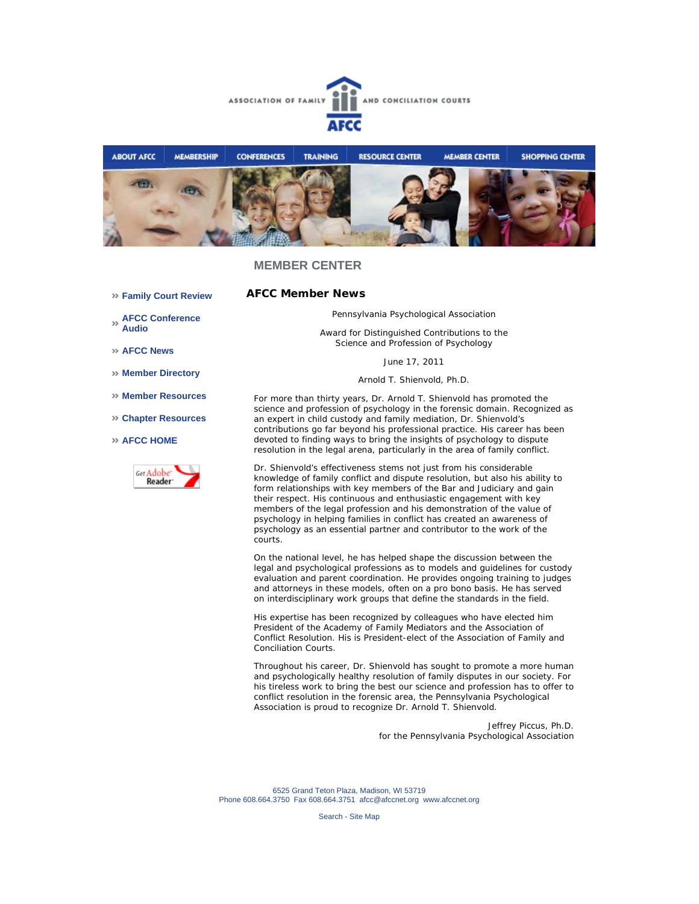ASSOCIATION OF FAMILY AND CONCILIATION COURTS

AFCC

ABOUT AFCC | MEMBERSHIP | CONFERENCES | TRAINING | RESOURCE CENTER | MEMBER CENTER | SHOPPING CENTER

## MEMBER CENTER

- » Family Court Review
- » AFCC Conference Audio
- » AFCC News
- » Member Directory
- » Member Resources
- » Chapter Resources
- » AFCC HOME

### AFCC Member News

Pennsylvania Psychological Association

Award for Distinguished Contributions to the Science and Profession of Psychology

June 17, 2011

Arnold T. Shienvold, Ph.D.

For more than thirty years, Dr. Arnold T. Shienvold has promoted the science and profession of psychology in the forensic domain. Recognized as an expert in child custody and family mediation, Dr. Shienvold's contributions go far beyond his professional practice. His career has been devoted to finding ways to bring the insights of psychology to dispute resolution in the legal arena, particularly in the area of family conflict.

Dr. Shienvold's effectiveness stems not just from his considerable knowledge of family conflict and dispute resolution, but also his ability to form relationships with key members of the Bar and Judiciary and gain their respect. His continuous and enthusiastic engagement with key members of the legal profession and his demonstration of the value of psychology in helping families in conflict has created an awareness of psychology as an essential partner and contributor to the work of the courts.

On the national level, he has helped shape the discussion between the legal and psychological professions as to models and guidelines for custody evaluation and parent coordination. He provides ongoing training to judges and attorneys in these models, often on a pro bono basis. He has served on interdisciplinary work groups that define the standards in the field.

His expertise has been recognized by colleagues who have elected him President of the Academy of Family Mediators and the Association of Conflict Resolution. His is President-elect of the Association of Family and Conciliation Courts.

Throughout his career, Dr. Shienvold has sought to promote a more human and psychologically healthy resolution of family disputes in our society. For his tireless work to bring the best our science and profession has to offer to conflict resolution in the forensic area, the Pennsylvania Psychological Association is proud to recognize Dr. Arnold T. Shienvold.

Jeffrey Piccus, Ph.D.
for the Pennsylvania Psychological Association

6525 Grand Teton Plaza, Madison, WI 53719
Phone 608.664.3750 Fax 608.664.3751 afcc@afccnet.org www.afccnet.org

Search - Site Map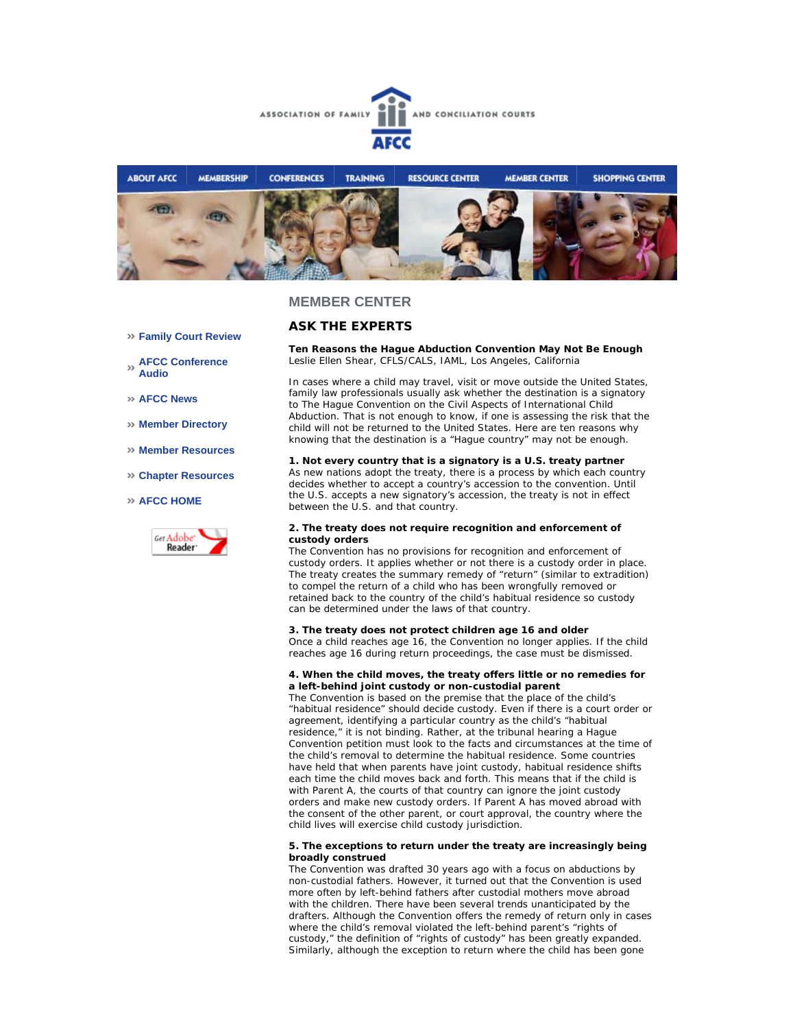ASSOCIATION OF FAMILY AND CONCILIATION COURTS

AFCC

ABOUT AFCC | MEMBERSHIP | CONFERENCES | TRAINING | RESOURCE CENTER | MEMBER CENTER | SHOPPING CENTER

- » Family Court Review
- » AFCC Conference Audio
- » AFCC News
- » Member Directory
- » Member Resources
- » Chapter Resources
- » AFCC HOME

Get Adobe Reader

## MEMBER CENTER

## ASK THE EXPERTS

**Ten Reasons the Hague Abduction Convention May Not Be Enough**
Leslie Ellen Shear, CFLS/CALS, IAML, Los Angeles, California

In cases where a child may travel, visit or move outside the United States, family law professionals usually ask whether the destination is a signatory to The Hague Convention on the Civil Aspects of International Child Abduction. That is not enough to know, if one is assessing the risk that the child will not be returned to the United States. Here are ten reasons why knowing that the destination is a "Hague country" may not be enough.

**1. Not every country that is a signatory is a U.S. treaty partner**
As new nations adopt the treaty, there is a process by which each country decides whether to accept a country's accession to the convention. Until the U.S. accepts a new signatory's accession, the treaty is not in effect between the U.S. and that country.

**2. The treaty does not require recognition and enforcement of custody orders**
The Convention has no provisions for recognition and enforcement of custody orders. It applies whether or not there is a custody order in place. The treaty creates the summary remedy of "return" (similar to extradition) to compel the return of a child who has been wrongfully removed or retained back to the country of the child's habitual residence so custody can be determined under the laws of that country.

**3. The treaty does not protect children age 16 and older**
Once a child reaches age 16, the Convention no longer applies. If the child reaches age 16 during return proceedings, the case must be dismissed.

**4. When the child moves, the treaty offers little or no remedies for a left-behind joint custody or non-custodial parent**
The Convention is based on the premise that the place of the child's "habitual residence" should decide custody. Even if there is a court order or agreement, identifying a particular country as the child's "habitual residence," it is not binding. Rather, at the tribunal hearing a Hague Convention petition must look to the facts and circumstances at the time of the child's removal to determine the habitual residence. Some countries have held that when parents have joint custody, habitual residence shifts each time the child moves back and forth. This means that if the child is with Parent A, the courts of that country can ignore the joint custody orders and make new custody orders. If Parent A has moved abroad with the consent of the other parent, or court approval, the country where the child lives will exercise child custody jurisdiction.

**5. The exceptions to return under the treaty are increasingly being broadly construed**
The Convention was drafted 30 years ago with a focus on abductions by non-custodial fathers. However, it turned out that the Convention is used more often by left-behind fathers after custodial mothers move abroad with the children. There have been several trends unanticipated by the drafters. Although the Convention offers the remedy of return only in cases where the child's removal violated the left-behind parent's "rights of custody," the definition of "rights of custody" has been greatly expanded. Similarly, although the exception to return where the child has been gone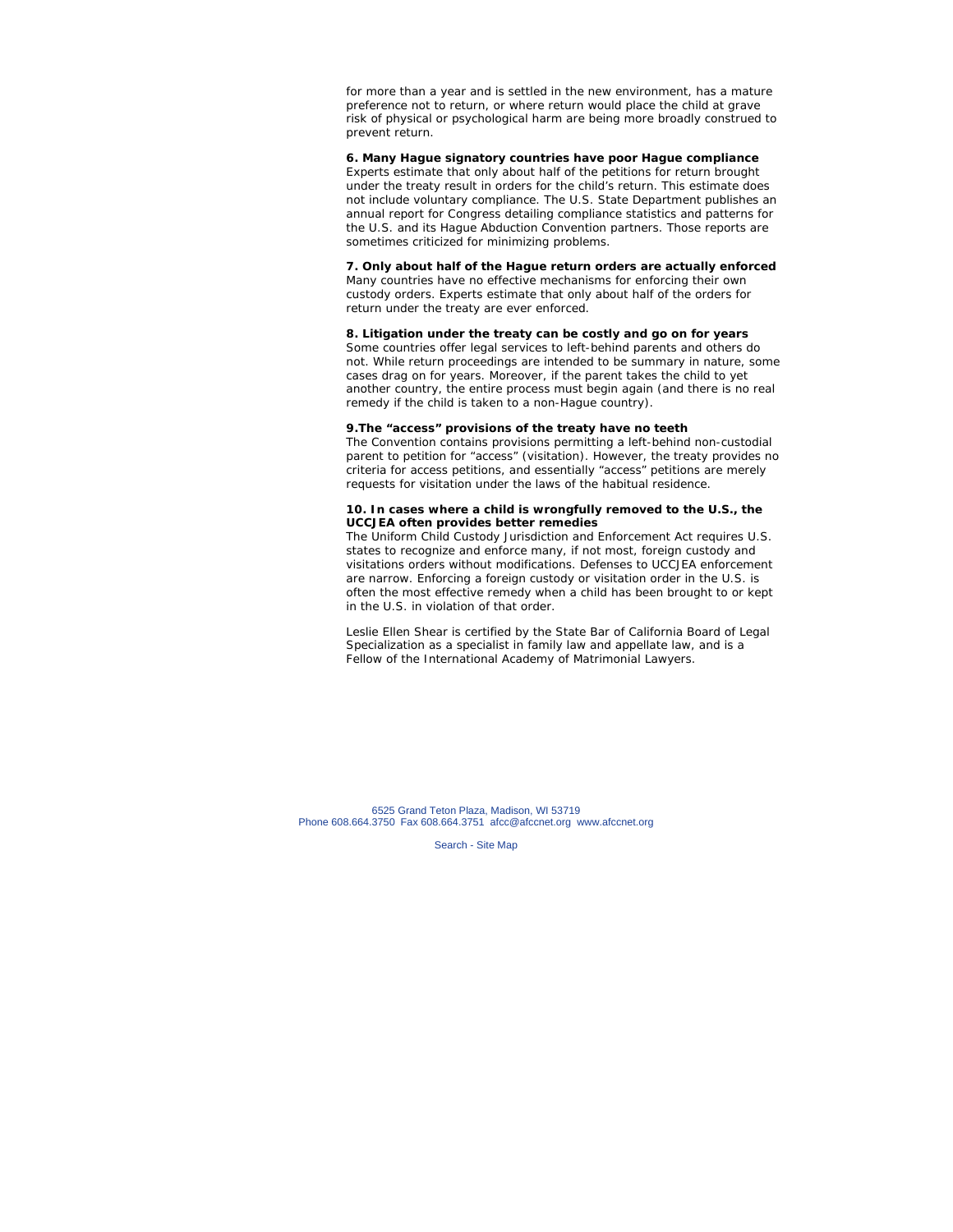for more than a year and is settled in the new environment, has a mature preference not to return, or where return would place the child at grave risk of physical or psychological harm are being more broadly construed to prevent return.

**6. Many Hague signatory countries have poor Hague compliance**
Experts estimate that only about half of the petitions for return brought under the treaty result in orders for the child's return. This estimate does not include voluntary compliance. The U.S. State Department publishes an annual report for Congress detailing compliance statistics and patterns for the U.S. and its Hague Abduction Convention partners. Those reports are sometimes criticized for minimizing problems.

**7. Only about half of the Hague return orders are actually enforced**
Many countries have no effective mechanisms for enforcing their own custody orders. Experts estimate that only about half of the orders for return under the treaty are ever enforced.

**8. Litigation under the treaty can be costly and go on for years**
Some countries offer legal services to left-behind parents and others do not. While return proceedings are intended to be summary in nature, some cases drag on for years. Moreover, if the parent takes the child to yet another country, the entire process must begin again (and there is no real remedy if the child is taken to a non-Hague country).

**9.The "access" provisions of the treaty have no teeth**
The Convention contains provisions permitting a left-behind non-custodial parent to petition for "access" (visitation). However, the treaty provides no criteria for access petitions, and essentially "access" petitions are merely requests for visitation under the laws of the habitual residence.

**10. In cases where a child is wrongfully removed to the U.S., the UCCJEA often provides better remedies**
The Uniform Child Custody Jurisdiction and Enforcement Act requires U.S. states to recognize and enforce many, if not most, foreign custody and visitations orders without modifications. Defenses to UCCJEA enforcement are narrow. Enforcing a foreign custody or visitation order in the U.S. is often the most effective remedy when a child has been brought to or kept in the U.S. in violation of that order.

Leslie Ellen Shear is certified by the State Bar of California Board of Legal Specialization as a specialist in family law and appellate law, and is a Fellow of the International Academy of Matrimonial Lawyers.

6525 Grand Teton Plaza, Madison, WI 53719
Phone 608.664.3750 Fax 608.664.3751 afcc@afccnet.org www.afccnet.org

Search - Site Map